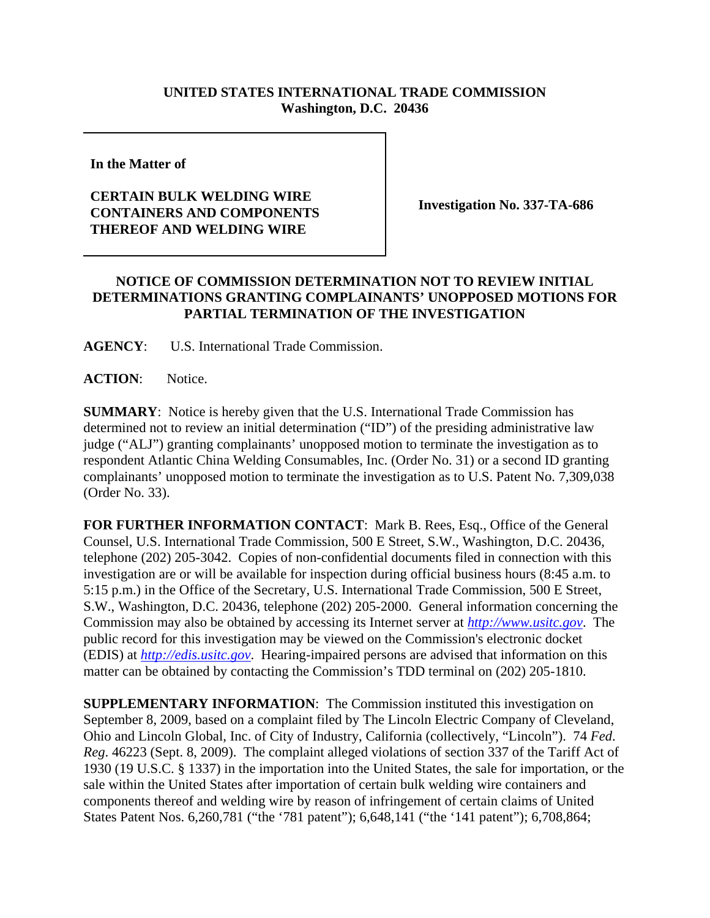**UNITED STATES INTERNATIONAL TRADE COMMISSION**
**Washington, D.C. 20436**

**In the Matter of**

**CERTAIN BULK WELDING WIRE CONTAINERS AND COMPONENTS THEREOF AND WELDING WIRE**

**Investigation No. 337-TA-686**

## NOTICE OF COMMISSION DETERMINATION NOT TO REVIEW INITIAL DETERMINATIONS GRANTING COMPLAINANTS' UNOPPOSED MOTIONS FOR PARTIAL TERMINATION OF THE INVESTIGATION

**AGENCY**: U.S. International Trade Commission.

**ACTION**: Notice.

**SUMMARY**: Notice is hereby given that the U.S. International Trade Commission has determined not to review an initial determination ("ID") of the presiding administrative law judge ("ALJ") granting complainants' unopposed motion to terminate the investigation as to respondent Atlantic China Welding Consumables, Inc. (Order No. 31) or a second ID granting complainants' unopposed motion to terminate the investigation as to U.S. Patent No. 7,309,038 (Order No. 33).

**FOR FURTHER INFORMATION CONTACT**: Mark B. Rees, Esq., Office of the General Counsel, U.S. International Trade Commission, 500 E Street, S.W., Washington, D.C. 20436, telephone (202) 205-3042. Copies of non-confidential documents filed in connection with this investigation are or will be available for inspection during official business hours (8:45 a.m. to 5:15 p.m.) in the Office of the Secretary, U.S. International Trade Commission, 500 E Street, S.W., Washington, D.C. 20436, telephone (202) 205-2000. General information concerning the Commission may also be obtained by accessing its Internet server at *http://www.usitc.gov*. The public record for this investigation may be viewed on the Commission's electronic docket (EDIS) at *http://edis.usitc.gov*. Hearing-impaired persons are advised that information on this matter can be obtained by contacting the Commission's TDD terminal on (202) 205-1810.

**SUPPLEMENTARY INFORMATION**: The Commission instituted this investigation on September 8, 2009, based on a complaint filed by The Lincoln Electric Company of Cleveland, Ohio and Lincoln Global, Inc. of City of Industry, California (collectively, "Lincoln"). 74 *Fed. Reg.* 46223 (Sept. 8, 2009). The complaint alleged violations of section 337 of the Tariff Act of 1930 (19 U.S.C. § 1337) in the importation into the United States, the sale for importation, or the sale within the United States after importation of certain bulk welding wire containers and components thereof and welding wire by reason of infringement of certain claims of United States Patent Nos. 6,260,781 ("the '781 patent"); 6,648,141 ("the '141 patent"); 6,708,864;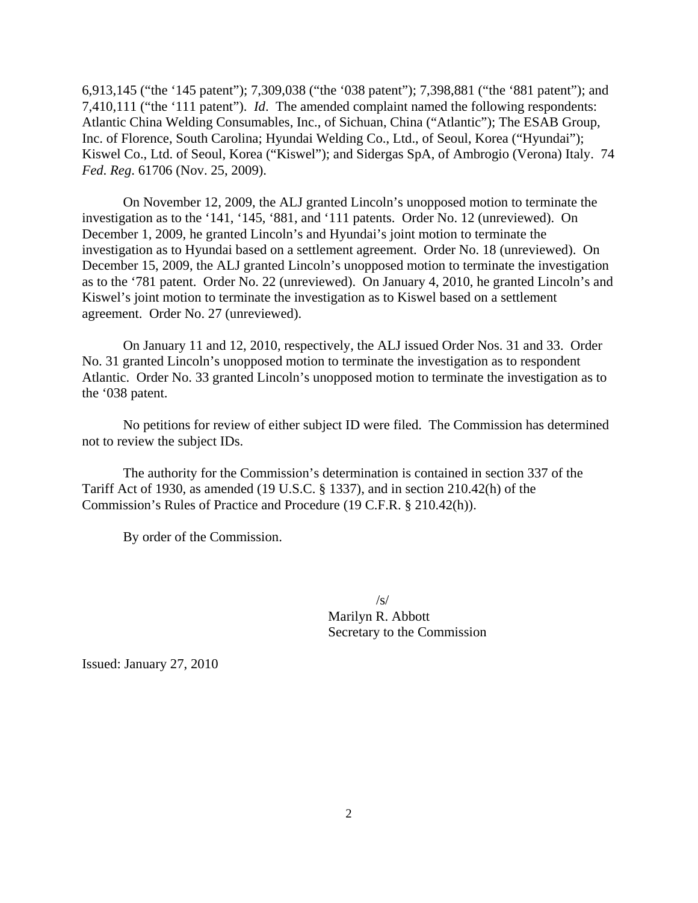6,913,145 ("the '145 patent"); 7,309,038 ("the '038 patent"); 7,398,881 ("the '881 patent"); and 7,410,111 ("the '111 patent"). *Id*. The amended complaint named the following respondents: Atlantic China Welding Consumables, Inc., of Sichuan, China ("Atlantic"); The ESAB Group, Inc. of Florence, South Carolina; Hyundai Welding Co., Ltd., of Seoul, Korea ("Hyundai"); Kiswel Co., Ltd. of Seoul, Korea ("Kiswel"); and Sidergas SpA, of Ambrogio (Verona) Italy. 74 *Fed*. *Reg*. 61706 (Nov. 25, 2009).

On November 12, 2009, the ALJ granted Lincoln's unopposed motion to terminate the investigation as to the '141, '145, '881, and '111 patents. Order No. 12 (unreviewed). On December 1, 2009, he granted Lincoln's and Hyundai's joint motion to terminate the investigation as to Hyundai based on a settlement agreement. Order No. 18 (unreviewed). On December 15, 2009, the ALJ granted Lincoln's unopposed motion to terminate the investigation as to the '781 patent. Order No. 22 (unreviewed). On January 4, 2010, he granted Lincoln's and Kiswel's joint motion to terminate the investigation as to Kiswel based on a settlement agreement. Order No. 27 (unreviewed).

On January 11 and 12, 2010, respectively, the ALJ issued Order Nos. 31 and 33. Order No. 31 granted Lincoln's unopposed motion to terminate the investigation as to respondent Atlantic. Order No. 33 granted Lincoln's unopposed motion to terminate the investigation as to the '038 patent.

No petitions for review of either subject ID were filed. The Commission has determined not to review the subject IDs.

The authority for the Commission's determination is contained in section 337 of the Tariff Act of 1930, as amended (19 U.S.C. § 1337), and in section 210.42(h) of the Commission's Rules of Practice and Procedure (19 C.F.R. § 210.42(h)).

By order of the Commission.

/s/
Marilyn R. Abbott
Secretary to the Commission

Issued: January 27, 2010